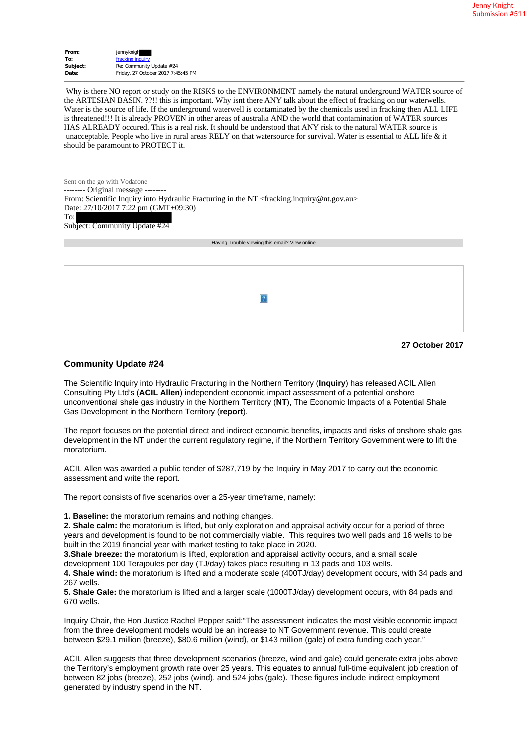Jenny Knight
Submission #511

| | |
|---|---|
| **From:** | jennyknigh[redacted] |
| **To:** | fracking inquiry |
| **Subject:** | Re: Community Update #24 |
| **Date:** | Friday, 27 October 2017 7:45:45 PM |

Why is there NO report or study on the RISKS to the ENVIRONMENT namely the natural underground WATER source of the ARTESIAN BASIN. ??!! this is important. Why isnt there ANY talk about the effect of fracking on our waterwells. Water is the source of life. If the underground waterwell is contaminated by the chemicals used in fracking then ALL LIFE is threatened!!! It is already PROVEN in other areas of australia AND the world that contamination of WATER sources HAS ALREADY occured. This is a real risk. It should be understood that ANY risk to the natural WATER source is unacceptable. People who live in rural areas RELY on that watersource for survival. Water is essential to ALL life & it should be paramount to PROTECT it.

Sent on the go with Vodafone

-------- Original message --------
From: Scientific Inquiry into Hydraulic Fracturing in the NT <fracking.inquiry@nt.gov.au>
Date: 27/10/2017 7:22 pm (GMT+09:30)
To: [redacted]
Subject: Community Update #24

Having Trouble viewing this email? View online

**27 October 2017**

## Community Update #24

The Scientific Inquiry into Hydraulic Fracturing in the Northern Territory (**Inquiry**) has released ACIL Allen Consulting Pty Ltd's (**ACIL Allen**) independent economic impact assessment of a potential onshore unconventional shale gas industry in the Northern Territory (**NT**), The Economic Impacts of a Potential Shale Gas Development in the Northern Territory (**report**).

The report focuses on the potential direct and indirect economic benefits, impacts and risks of onshore shale gas development in the NT under the current regulatory regime, if the Northern Territory Government were to lift the moratorium.

ACIL Allen was awarded a public tender of $287,719 by the Inquiry in May 2017 to carry out the economic assessment and write the report.

The report consists of five scenarios over a 25-year timeframe, namely:

**1. Baseline:** the moratorium remains and nothing changes.
**2. Shale calm:** the moratorium is lifted, but only exploration and appraisal activity occur for a period of three years and development is found to be not commercially viable. This requires two well pads and 16 wells to be built in the 2019 financial year with market testing to take place in 2020.
**3.Shale breeze:** the moratorium is lifted, exploration and appraisal activity occurs, and a small scale development 100 Terajoules per day (TJ/day) takes place resulting in 13 pads and 103 wells.
**4. Shale wind:** the moratorium is lifted and a moderate scale (400TJ/day) development occurs, with 34 pads and 267 wells.
**5. Shale Gale:** the moratorium is lifted and a larger scale (1000TJ/day) development occurs, with 84 pads and 670 wells.

Inquiry Chair, the Hon Justice Rachel Pepper said:"The assessment indicates the most visible economic impact from the three development models would be an increase to NT Government revenue. This could create between $29.1 million (breeze), $80.6 million (wind), or $143 million (gale) of extra funding each year."

ACIL Allen suggests that three development scenarios (breeze, wind and gale) could generate extra jobs above the Territory's employment growth rate over 25 years. This equates to annual full-time equivalent job creation of between 82 jobs (breeze), 252 jobs (wind), and 524 jobs (gale). These figures include indirect employment generated by industry spend in the NT.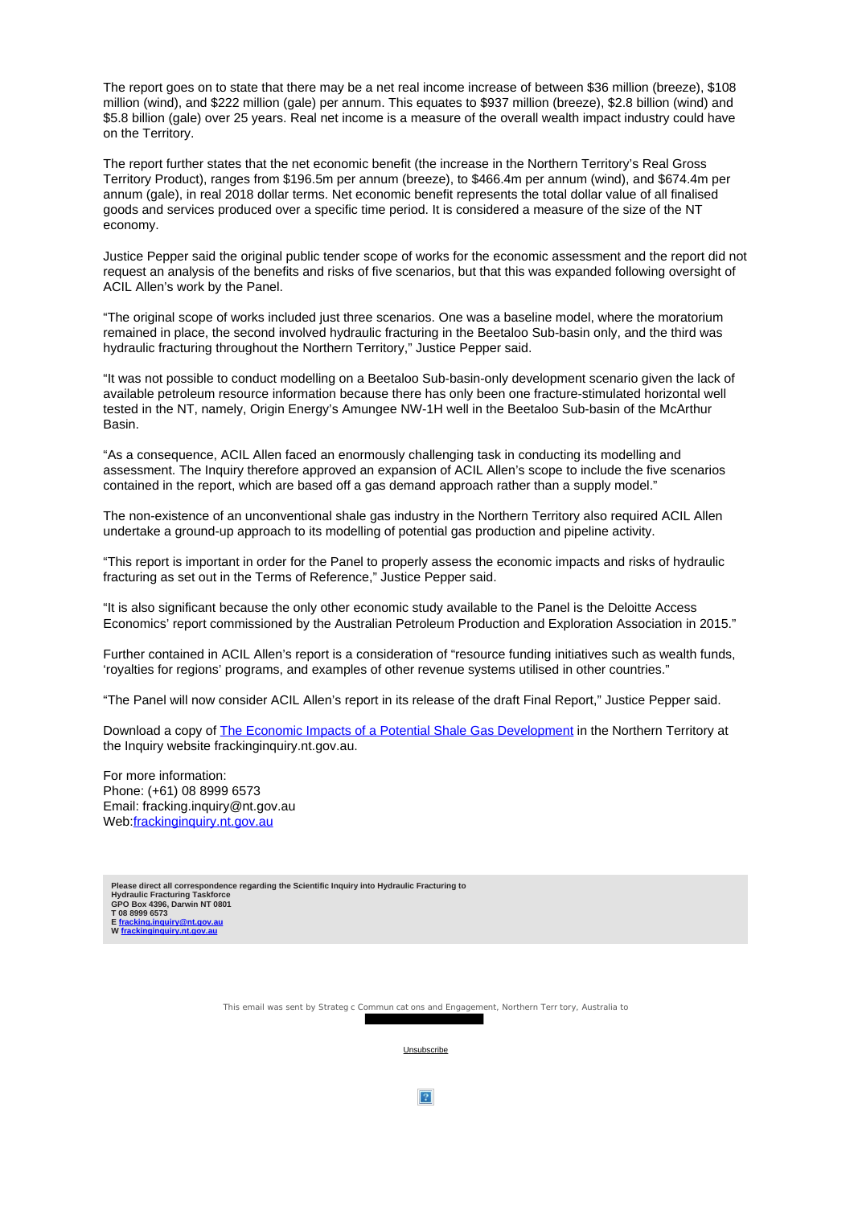The report goes on to state that there may be a net real income increase of between $36 million (breeze), $108 million (wind), and $222 million (gale) per annum. This equates to $937 million (breeze), $2.8 billion (wind) and $5.8 billion (gale) over 25 years. Real net income is a measure of the overall wealth impact industry could have on the Territory.

The report further states that the net economic benefit (the increase in the Northern Territory's Real Gross Territory Product), ranges from $196.5m per annum (breeze), to $466.4m per annum (wind), and $674.4m per annum (gale), in real 2018 dollar terms. Net economic benefit represents the total dollar value of all finalised goods and services produced over a specific time period. It is considered a measure of the size of the NT economy.

Justice Pepper said the original public tender scope of works for the economic assessment and the report did not request an analysis of the benefits and risks of five scenarios, but that this was expanded following oversight of ACIL Allen's work by the Panel.

"The original scope of works included just three scenarios. One was a baseline model, where the moratorium remained in place, the second involved hydraulic fracturing in the Beetaloo Sub-basin only, and the third was hydraulic fracturing throughout the Northern Territory," Justice Pepper said.

"It was not possible to conduct modelling on a Beetaloo Sub-basin-only development scenario given the lack of available petroleum resource information because there has only been one fracture-stimulated horizontal well tested in the NT, namely, Origin Energy's Amungee NW-1H well in the Beetaloo Sub-basin of the McArthur Basin.

"As a consequence, ACIL Allen faced an enormously challenging task in conducting its modelling and assessment. The Inquiry therefore approved an expansion of ACIL Allen's scope to include the five scenarios contained in the report, which are based off a gas demand approach rather than a supply model."

The non-existence of an unconventional shale gas industry in the Northern Territory also required ACIL Allen undertake a ground-up approach to its modelling of potential gas production and pipeline activity.

"This report is important in order for the Panel to properly assess the economic impacts and risks of hydraulic fracturing as set out in the Terms of Reference," Justice Pepper said.

"It is also significant because the only other economic study available to the Panel is the Deloitte Access Economics' report commissioned by the Australian Petroleum Production and Exploration Association in 2015."

Further contained in ACIL Allen's report is a consideration of "resource funding initiatives such as wealth funds, 'royalties for regions' programs, and examples of other revenue systems utilised in other countries."

"The Panel will now consider ACIL Allen's report in its release of the draft Final Report," Justice Pepper said.

Download a copy of The Economic Impacts of a Potential Shale Gas Development in the Northern Territory at the Inquiry website frackinginquiry.nt.gov.au.

For more information:
Phone: (+61) 08 8999 6573
Email: fracking.inquiry@nt.gov.au
Web:frackinginquiry.nt.gov.au

**Please direct all correspondence regarding the Scientific Inquiry into Hydraulic Fracturing to**
**Hydraulic Fracturing Taskforce**
**GPO Box 4396, Darwin NT 0801**
**T 08 8999 6573**
**E fracking.inquiry@nt.gov.au**
**W frackinginquiry.nt.gov.au**

This email was sent by Strateg c Commun cat ons and Engagement, Northern Terr tory, Australia to

Unsubscribe